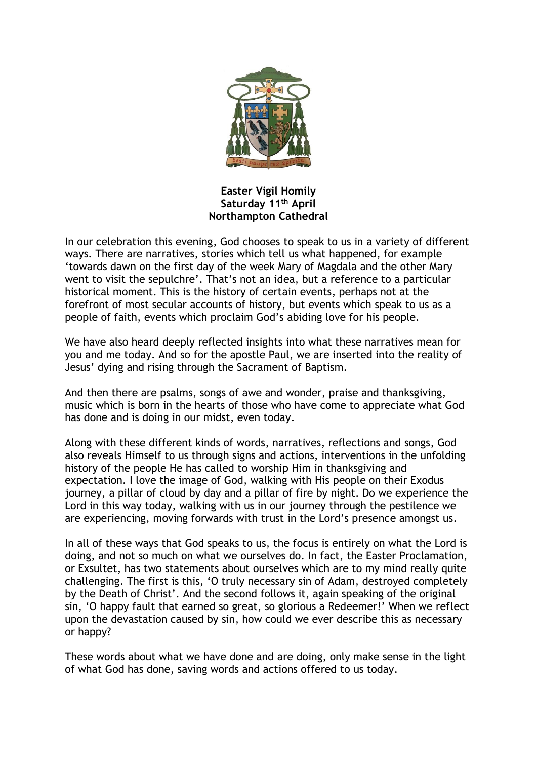**Easter Vigil Homily**
**Saturday 11th April**
**Northampton Cathedral**

In our celebration this evening, God chooses to speak to us in a variety of different ways. There are narratives, stories which tell us what happened, for example 'towards dawn on the first day of the week Mary of Magdala and the other Mary went to visit the sepulchre'. That's not an idea, but a reference to a particular historical moment. This is the history of certain events, perhaps not at the forefront of most secular accounts of history, but events which speak to us as a people of faith, events which proclaim God's abiding love for his people.

We have also heard deeply reflected insights into what these narratives mean for you and me today. And so for the apostle Paul, we are inserted into the reality of Jesus' dying and rising through the Sacrament of Baptism.

And then there are psalms, songs of awe and wonder, praise and thanksgiving, music which is born in the hearts of those who have come to appreciate what God has done and is doing in our midst, even today.

Along with these different kinds of words, narratives, reflections and songs, God also reveals Himself to us through signs and actions, interventions in the unfolding history of the people He has called to worship Him in thanksgiving and expectation. I love the image of God, walking with His people on their Exodus journey, a pillar of cloud by day and a pillar of fire by night. Do we experience the Lord in this way today, walking with us in our journey through the pestilence we are experiencing, moving forwards with trust in the Lord's presence amongst us.

In all of these ways that God speaks to us, the focus is entirely on what the Lord is doing, and not so much on what we ourselves do. In fact, the Easter Proclamation, or Exsultet, has two statements about ourselves which are to my mind really quite challenging. The first is this, 'O truly necessary sin of Adam, destroyed completely by the Death of Christ'. And the second follows it, again speaking of the original sin, 'O happy fault that earned so great, so glorious a Redeemer!' When we reflect upon the devastation caused by sin, how could we ever describe this as necessary or happy?

These words about what we have done and are doing, only make sense in the light of what God has done, saving words and actions offered to us today.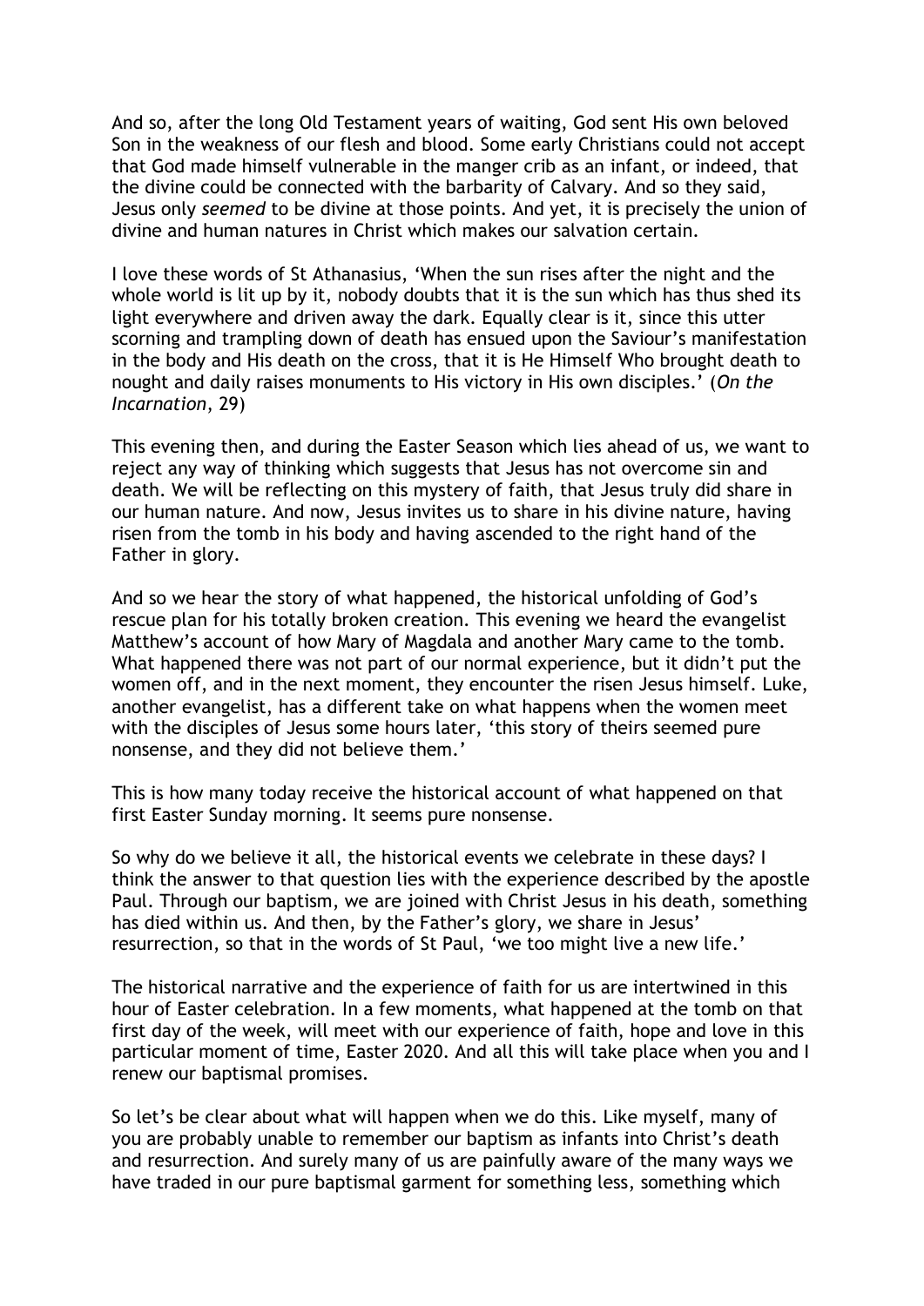And so, after the long Old Testament years of waiting, God sent His own beloved Son in the weakness of our flesh and blood. Some early Christians could not accept that God made himself vulnerable in the manger crib as an infant, or indeed, that the divine could be connected with the barbarity of Calvary. And so they said, Jesus only *seemed* to be divine at those points. And yet, it is precisely the union of divine and human natures in Christ which makes our salvation certain.

I love these words of St Athanasius, 'When the sun rises after the night and the whole world is lit up by it, nobody doubts that it is the sun which has thus shed its light everywhere and driven away the dark. Equally clear is it, since this utter scorning and trampling down of death has ensued upon the Saviour's manifestation in the body and His death on the cross, that it is He Himself Who brought death to nought and daily raises monuments to His victory in His own disciples.' (*On the Incarnation*, 29)

This evening then, and during the Easter Season which lies ahead of us, we want to reject any way of thinking which suggests that Jesus has not overcome sin and death. We will be reflecting on this mystery of faith, that Jesus truly did share in our human nature. And now, Jesus invites us to share in his divine nature, having risen from the tomb in his body and having ascended to the right hand of the Father in glory.

And so we hear the story of what happened, the historical unfolding of God's rescue plan for his totally broken creation. This evening we heard the evangelist Matthew's account of how Mary of Magdala and another Mary came to the tomb. What happened there was not part of our normal experience, but it didn't put the women off, and in the next moment, they encounter the risen Jesus himself. Luke, another evangelist, has a different take on what happens when the women meet with the disciples of Jesus some hours later, 'this story of theirs seemed pure nonsense, and they did not believe them.'

This is how many today receive the historical account of what happened on that first Easter Sunday morning. It seems pure nonsense.

So why do we believe it all, the historical events we celebrate in these days? I think the answer to that question lies with the experience described by the apostle Paul. Through our baptism, we are joined with Christ Jesus in his death, something has died within us. And then, by the Father's glory, we share in Jesus' resurrection, so that in the words of St Paul, 'we too might live a new life.'

The historical narrative and the experience of faith for us are intertwined in this hour of Easter celebration. In a few moments, what happened at the tomb on that first day of the week, will meet with our experience of faith, hope and love in this particular moment of time, Easter 2020. And all this will take place when you and I renew our baptismal promises.

So let's be clear about what will happen when we do this. Like myself, many of you are probably unable to remember our baptism as infants into Christ's death and resurrection. And surely many of us are painfully aware of the many ways we have traded in our pure baptismal garment for something less, something which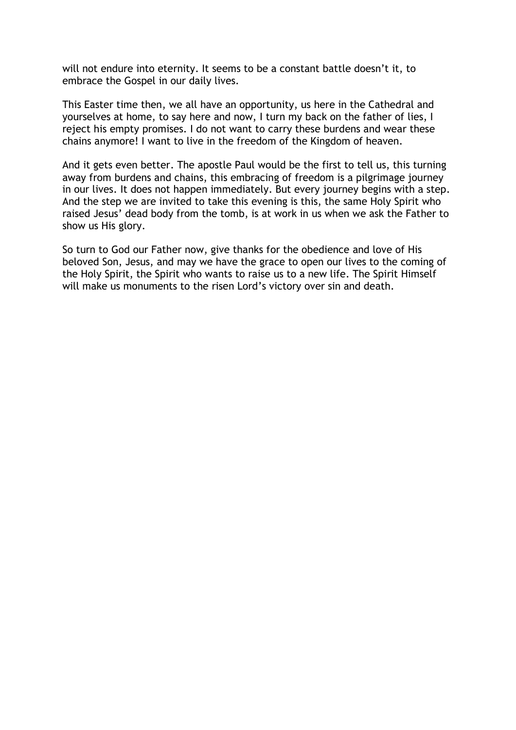will not endure into eternity. It seems to be a constant battle doesn't it, to embrace the Gospel in our daily lives.

This Easter time then, we all have an opportunity, us here in the Cathedral and yourselves at home, to say here and now, I turn my back on the father of lies, I reject his empty promises. I do not want to carry these burdens and wear these chains anymore! I want to live in the freedom of the Kingdom of heaven.

And it gets even better. The apostle Paul would be the first to tell us, this turning away from burdens and chains, this embracing of freedom is a pilgrimage journey in our lives. It does not happen immediately. But every journey begins with a step. And the step we are invited to take this evening is this, the same Holy Spirit who raised Jesus' dead body from the tomb, is at work in us when we ask the Father to show us His glory.

So turn to God our Father now, give thanks for the obedience and love of His beloved Son, Jesus, and may we have the grace to open our lives to the coming of the Holy Spirit, the Spirit who wants to raise us to a new life. The Spirit Himself will make us monuments to the risen Lord's victory over sin and death.